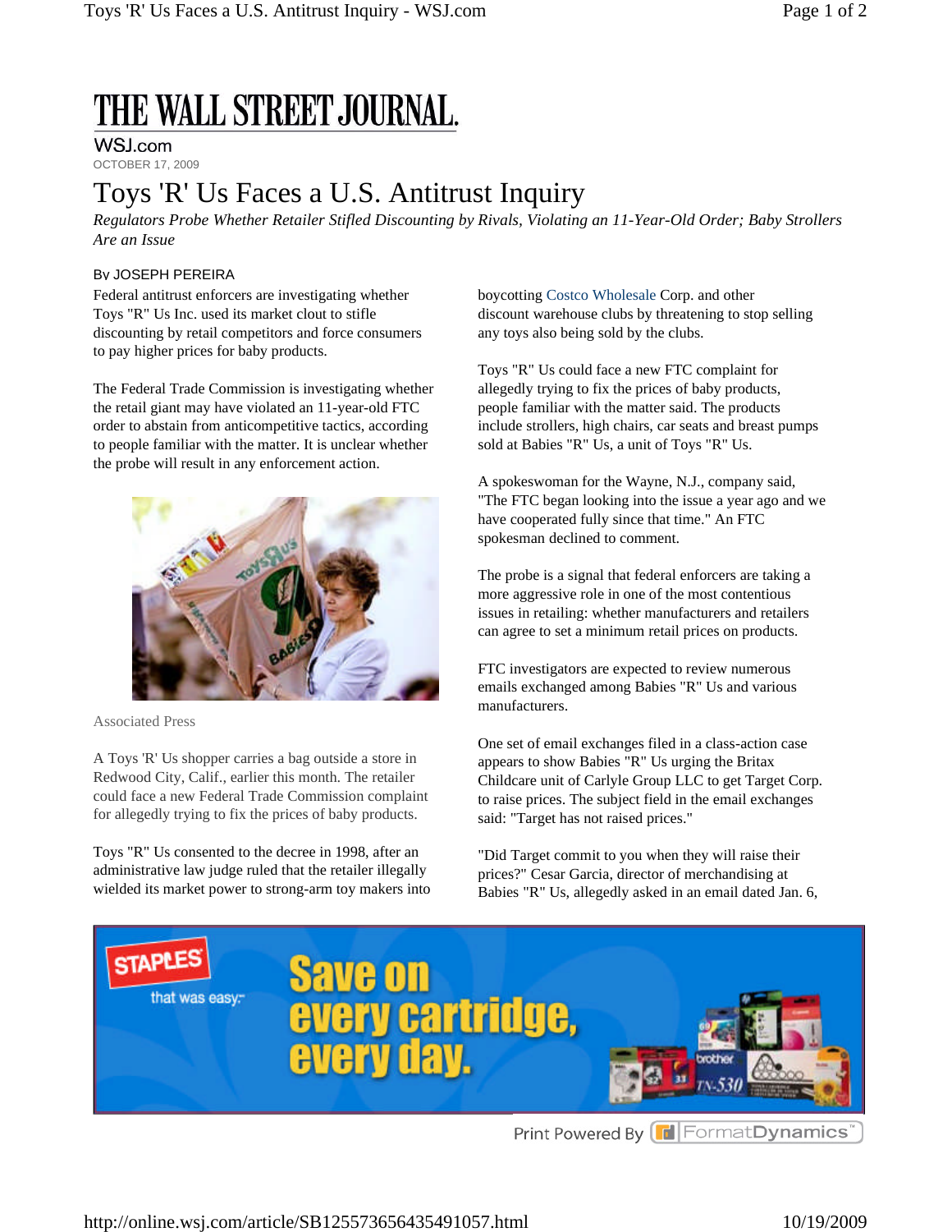# THE WALL STREET JOURNAL.

WSJ.com

OCTOBER 17, 2009

## Toys 'R' Us Faces a U.S. Antitrust Inquiry

*Regulators Probe Whether Retailer Stifled Discounting by Rivals, Violating an 11-Year-Old Order; Baby Strollers Are an Issue*

By JOSEPH PEREIRA

Federal antitrust enforcers are investigating whether Toys "R" Us Inc. used its market clout to stifle discounting by retail competitors and force consumers to pay higher prices for baby products.

The Federal Trade Commission is investigating whether the retail giant may have violated an 11-year-old FTC order to abstain from anticompetitive tactics, according to people familiar with the matter. It is unclear whether the probe will result in any enforcement action.

Associated Press

A Toys 'R' Us shopper carries a bag outside a store in Redwood City, Calif., earlier this month. The retailer could face a new Federal Trade Commission complaint for allegedly trying to fix the prices of baby products.

Toys "R" Us consented to the decree in 1998, after an administrative law judge ruled that the retailer illegally wielded its market power to strong-arm toy makers into boycotting Costco Wholesale Corp. and other discount warehouse clubs by threatening to stop selling any toys also being sold by the clubs.

Toys "R" Us could face a new FTC complaint for allegedly trying to fix the prices of baby products, people familiar with the matter said. The products include strollers, high chairs, car seats and breast pumps sold at Babies "R" Us, a unit of Toys "R" Us.

A spokeswoman for the Wayne, N.J., company said, "The FTC began looking into the issue a year ago and we have cooperated fully since that time." An FTC spokesman declined to comment.

The probe is a signal that federal enforcers are taking a more aggressive role in one of the most contentious issues in retailing: whether manufacturers and retailers can agree to set a minimum retail prices on products.

FTC investigators are expected to review numerous emails exchanged among Babies "R" Us and various manufacturers.

One set of email exchanges filed in a class-action case appears to show Babies "R" Us urging the Britax Childcare unit of Carlyle Group LLC to get Target Corp. to raise prices. The subject field in the email exchanges said: "Target has not raised prices."

"Did Target commit to you when they will raise their prices?" Cesar Garcia, director of merchandising at Babies "R" Us, allegedly asked in an email dated Jan. 6,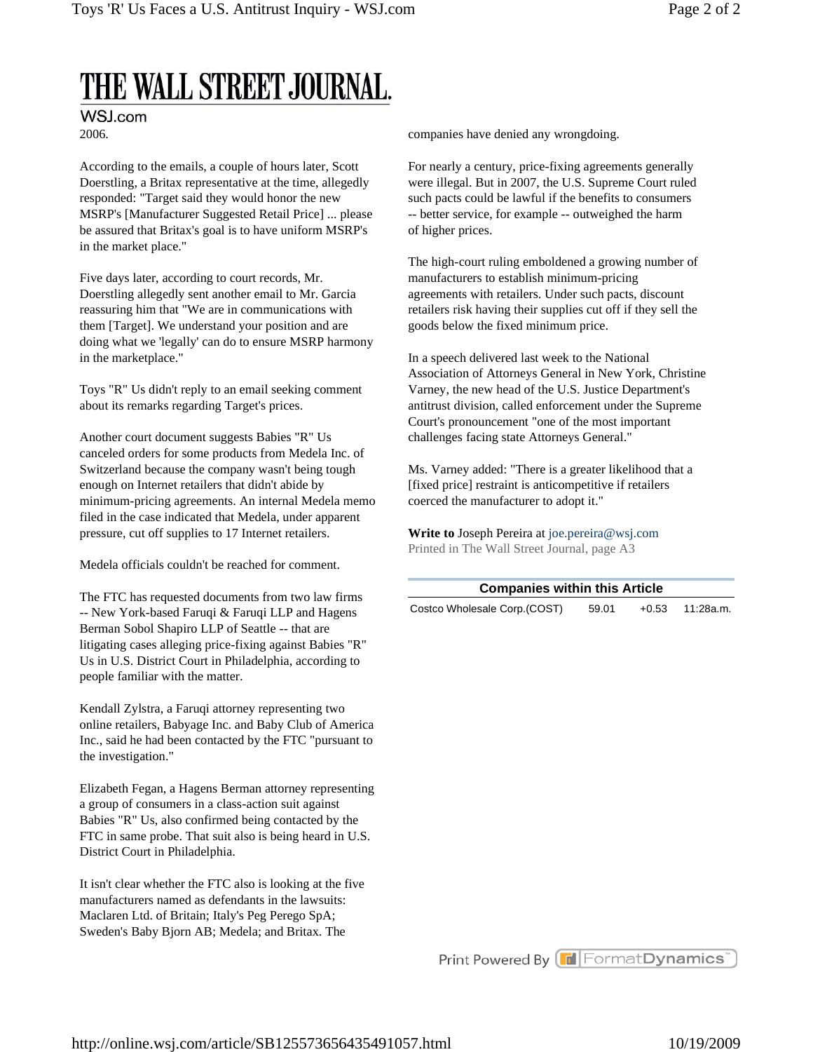# THE WALL STREET JOURNAL.

WSJ.com

2006.

According to the emails, a couple of hours later, Scott Doerstling, a Britax representative at the time, allegedly responded: "Target said they would honor the new MSRP's [Manufacturer Suggested Retail Price] ... please be assured that Britax's goal is to have uniform MSRP's in the market place."

Five days later, according to court records, Mr. Doerstling allegedly sent another email to Mr. Garcia reassuring him that "We are in communications with them [Target]. We understand your position and are doing what we 'legally' can do to ensure MSRP harmony in the marketplace."

Toys "R" Us didn't reply to an email seeking comment about its remarks regarding Target's prices.

Another court document suggests Babies "R" Us canceled orders for some products from Medela Inc. of Switzerland because the company wasn't being tough enough on Internet retailers that didn't abide by minimum-pricing agreements. An internal Medela memo filed in the case indicated that Medela, under apparent pressure, cut off supplies to 17 Internet retailers.

Medela officials couldn't be reached for comment.

The FTC has requested documents from two law firms -- New York-based Faruqi & Faruqi LLP and Hagens Berman Sobol Shapiro LLP of Seattle -- that are litigating cases alleging price-fixing against Babies "R" Us in U.S. District Court in Philadelphia, according to people familiar with the matter.

Kendall Zylstra, a Faruqi attorney representing two online retailers, Babyage Inc. and Baby Club of America Inc., said he had been contacted by the FTC "pursuant to the investigation."

Elizabeth Fegan, a Hagens Berman attorney representing a group of consumers in a class-action suit against Babies "R" Us, also confirmed being contacted by the FTC in same probe. That suit also is being heard in U.S. District Court in Philadelphia.

It isn't clear whether the FTC also is looking at the five manufacturers named as defendants in the lawsuits: Maclaren Ltd. of Britain; Italy's Peg Perego SpA; Sweden's Baby Bjorn AB; Medela; and Britax. The companies have denied any wrongdoing.

For nearly a century, price-fixing agreements generally were illegal. But in 2007, the U.S. Supreme Court ruled such pacts could be lawful if the benefits to consumers -- better service, for example -- outweighed the harm of higher prices.

The high-court ruling emboldened a growing number of manufacturers to establish minimum-pricing agreements with retailers. Under such pacts, discount retailers risk having their supplies cut off if they sell the goods below the fixed minimum price.

In a speech delivered last week to the National Association of Attorneys General in New York, Christine Varney, the new head of the U.S. Justice Department's antitrust division, called enforcement under the Supreme Court's pronouncement "one of the most important challenges facing state Attorneys General."

Ms. Varney added: "There is a greater likelihood that a [fixed price] restraint is anticompetitive if retailers coerced the manufacturer to adopt it."

**Write to** Joseph Pereira at joe.pereira@wsj.com

Printed in The Wall Street Journal, page A3

| Companies within this Article | | | |
|---|---|---|---|
| Costco Wholesale Corp.(COST) | 59.01 | +0.53 | 11:28a.m. |

Print Powered By FormatDynamics